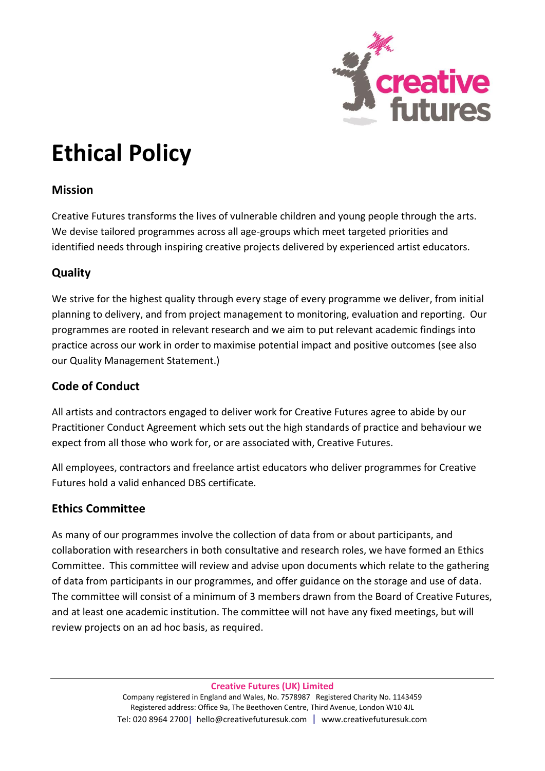# Ethical Policy

## Mission

Creative Futures transforms the lives of vulnerable children and young people through the arts. We devise tailored programmes across all age-groups which meet targeted priorities and identified needs through inspiring creative projects delivered by experienced artist educators.

## Quality

We strive for the highest quality through every stage of every programme we deliver, from initial planning to delivery, and from project management to monitoring, evaluation and reporting. Our programmes are rooted in relevant research and we aim to put relevant academic findings into practice across our work in order to maximise potential impact and positive outcomes (see also our Quality Management Statement.)

## Code of Conduct

All artists and contractors engaged to deliver work for Creative Futures agree to abide by our Practitioner Conduct Agreement which sets out the high standards of practice and behaviour we expect from all those who work for, or are associated with, Creative Futures.

All employees, contractors and freelance artist educators who deliver programmes for Creative Futures hold a valid enhanced DBS certificate.

## Ethics Committee

As many of our programmes involve the collection of data from or about participants, and collaboration with researchers in both consultative and research roles, we have formed an Ethics Committee. This committee will review and advise upon documents which relate to the gathering of data from participants in our programmes, and offer guidance on the storage and use of data. The committee will consist of a minimum of 3 members drawn from the Board of Creative Futures, and at least one academic institution. The committee will not have any fixed meetings, but will review projects on an ad hoc basis, as required.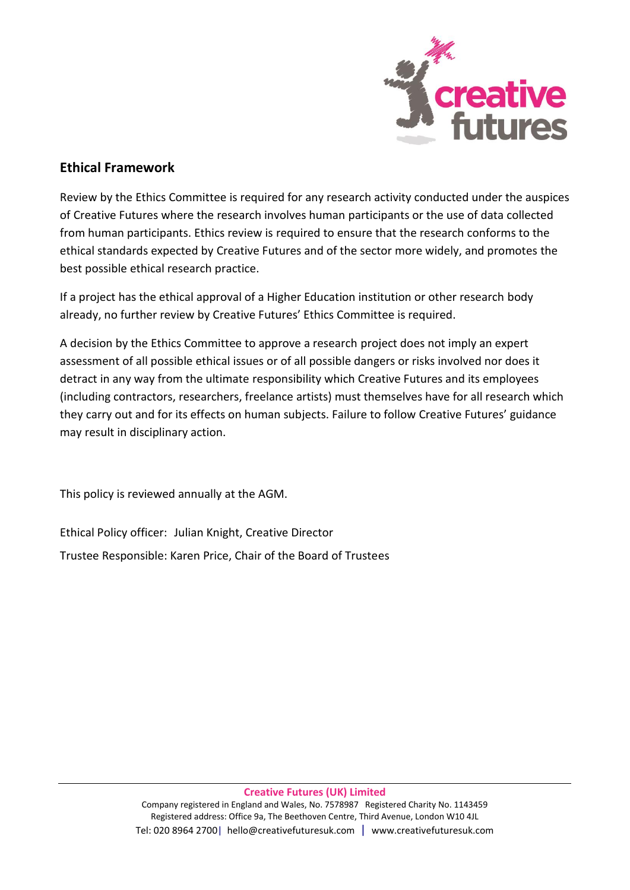## Ethical Framework

Review by the Ethics Committee is required for any research activity conducted under the auspices of Creative Futures where the research involves human participants or the use of data collected from human participants. Ethics review is required to ensure that the research conforms to the ethical standards expected by Creative Futures and of the sector more widely, and promotes the best possible ethical research practice.

If a project has the ethical approval of a Higher Education institution or other research body already, no further review by Creative Futures' Ethics Committee is required.

A decision by the Ethics Committee to approve a research project does not imply an expert assessment of all possible ethical issues or of all possible dangers or risks involved nor does it detract in any way from the ultimate responsibility which Creative Futures and its employees (including contractors, researchers, freelance artists) must themselves have for all research which they carry out and for its effects on human subjects. Failure to follow Creative Futures' guidance may result in disciplinary action.

This policy is reviewed annually at the AGM.

Ethical Policy officer: Julian Knight, Creative Director

Trustee Responsible: Karen Price, Chair of the Board of Trustees